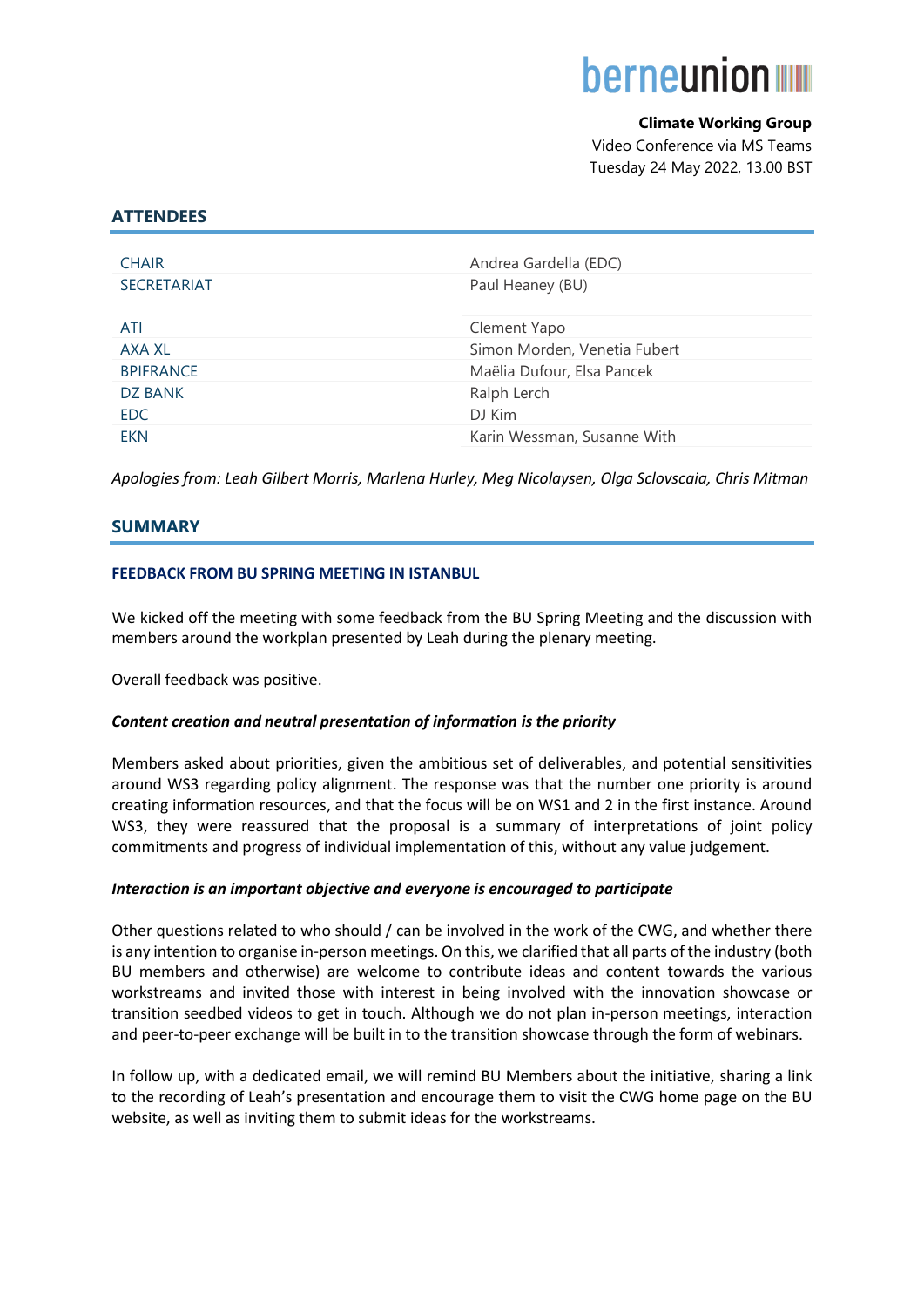berneunion

**Climate Working Group**
Video Conference via MS Teams
Tuesday 24 May 2022, 13.00 BST

## ATTENDEES

| | |
|---|---|
| CHAIR | Andrea Gardella (EDC) |
| SECRETARIAT | Paul Heaney (BU) |
| | |
| ATI | Clement Yapo |
| AXA XL | Simon Morden, Venetia Fubert |
| BPIFRANCE | Maëlia Dufour, Elsa Pancek |
| DZ BANK | Ralph Lerch |
| EDC | DJ Kim |
| EKN | Karin Wessman, Susanne With |

*Apologies from: Leah Gilbert Morris, Marlena Hurley, Meg Nicolaysen, Olga Sclovscaia, Chris Mitman*

## SUMMARY

### FEEDBACK FROM BU SPRING MEETING IN ISTANBUL

We kicked off the meeting with some feedback from the BU Spring Meeting and the discussion with members around the workplan presented by Leah during the plenary meeting.

Overall feedback was positive.

***Content creation and neutral presentation of information is the priority***

Members asked about priorities, given the ambitious set of deliverables, and potential sensitivities around WS3 regarding policy alignment. The response was that the number one priority is around creating information resources, and that the focus will be on WS1 and 2 in the first instance. Around WS3, they were reassured that the proposal is a summary of interpretations of joint policy commitments and progress of individual implementation of this, without any value judgement.

***Interaction is an important objective and everyone is encouraged to participate***

Other questions related to who should / can be involved in the work of the CWG, and whether there is any intention to organise in-person meetings. On this, we clarified that all parts of the industry (both BU members and otherwise) are welcome to contribute ideas and content towards the various workstreams and invited those with interest in being involved with the innovation showcase or transition seedbed videos to get in touch. Although we do not plan in-person meetings, interaction and peer-to-peer exchange will be built in to the transition showcase through the form of webinars.

In follow up, with a dedicated email, we will remind BU Members about the initiative, sharing a link to the recording of Leah's presentation and encourage them to visit the CWG home page on the BU website, as well as inviting them to submit ideas for the workstreams.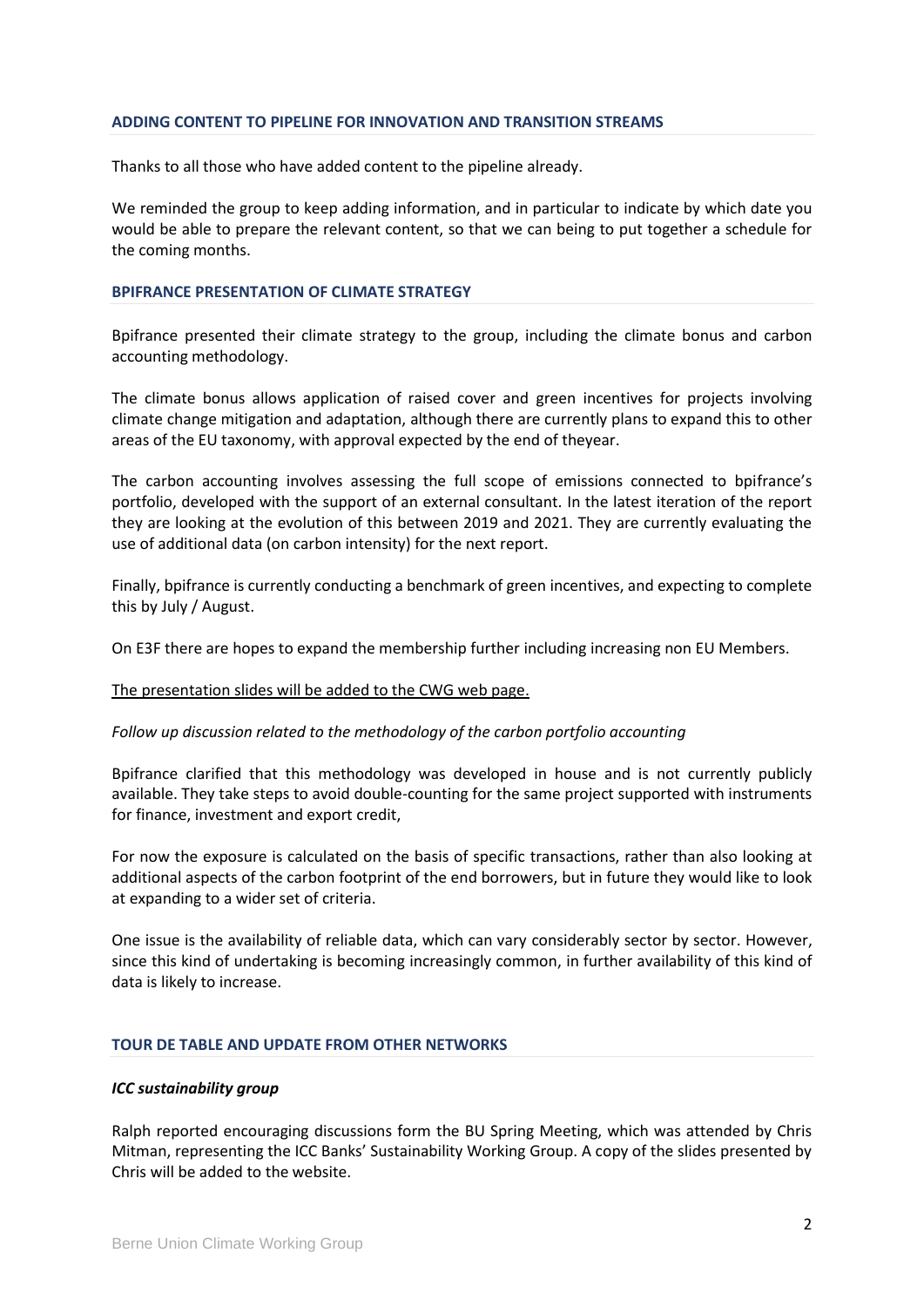## ADDING CONTENT TO PIPELINE FOR INNOVATION AND TRANSITION STREAMS

Thanks to all those who have added content to the pipeline already.

We reminded the group to keep adding information, and in particular to indicate by which date you would be able to prepare the relevant content, so that we can being to put together a schedule for the coming months.

## BPIFRANCE PRESENTATION OF CLIMATE STRATEGY

Bpifrance presented their climate strategy to the group, including the climate bonus and carbon accounting methodology.

The climate bonus allows application of raised cover and green incentives for projects involving climate change mitigation and adaptation, although there are currently plans to expand this to other areas of the EU taxonomy, with approval expected by the end of theyear.

The carbon accounting involves assessing the full scope of emissions connected to bpifrance's portfolio, developed with the support of an external consultant. In the latest iteration of the report they are looking at the evolution of this between 2019 and 2021. They are currently evaluating the use of additional data (on carbon intensity) for the next report.

Finally, bpifrance is currently conducting a benchmark of green incentives, and expecting to complete this by July / August.

On E3F there are hopes to expand the membership further including increasing non EU Members.

The presentation slides will be added to the CWG web page.

*Follow up discussion related to the methodology of the carbon portfolio accounting*

Bpifrance clarified that this methodology was developed in house and is not currently publicly available. They take steps to avoid double-counting for the same project supported with instruments for finance, investment and export credit,

For now the exposure is calculated on the basis of specific transactions, rather than also looking at additional aspects of the carbon footprint of the end borrowers, but in future they would like to look at expanding to a wider set of criteria.

One issue is the availability of reliable data, which can vary considerably sector by sector. However, since this kind of undertaking is becoming increasingly common, in further availability of this kind of data is likely to increase.

## TOUR DE TABLE AND UPDATE FROM OTHER NETWORKS

### *ICC sustainability group*

Ralph reported encouraging discussions form the BU Spring Meeting, which was attended by Chris Mitman, representing the ICC Banks' Sustainability Working Group. A copy of the slides presented by Chris will be added to the website.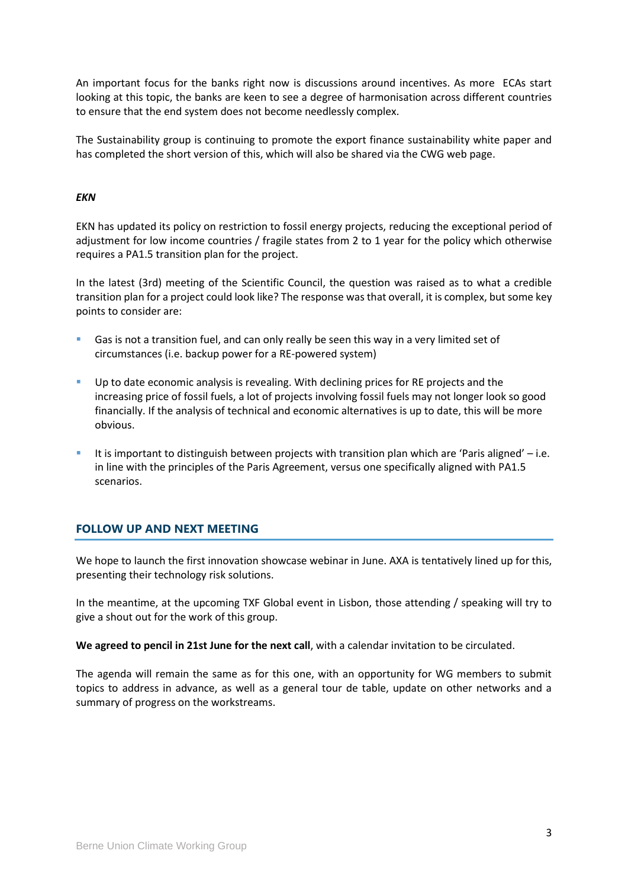An important focus for the banks right now is discussions around incentives. As more ECAs start looking at this topic, the banks are keen to see a degree of harmonisation across different countries to ensure that the end system does not become needlessly complex.

The Sustainability group is continuing to promote the export finance sustainability white paper and has completed the short version of this, which will also be shared via the CWG web page.

***EKN***

EKN has updated its policy on restriction to fossil energy projects, reducing the exceptional period of adjustment for low income countries / fragile states from 2 to 1 year for the policy which otherwise requires a PA1.5 transition plan for the project.

In the latest (3rd) meeting of the Scientific Council, the question was raised as to what a credible transition plan for a project could look like? The response was that overall, it is complex, but some key points to consider are:

- Gas is not a transition fuel, and can only really be seen this way in a very limited set of circumstances (i.e. backup power for a RE-powered system)
- Up to date economic analysis is revealing. With declining prices for RE projects and the increasing price of fossil fuels, a lot of projects involving fossil fuels may not longer look so good financially. If the analysis of technical and economic alternatives is up to date, this will be more obvious.
- It is important to distinguish between projects with transition plan which are 'Paris aligned' – i.e. in line with the principles of the Paris Agreement, versus one specifically aligned with PA1.5 scenarios.

## FOLLOW UP AND NEXT MEETING

We hope to launch the first innovation showcase webinar in June. AXA is tentatively lined up for this, presenting their technology risk solutions.

In the meantime, at the upcoming TXF Global event in Lisbon, those attending / speaking will try to give a shout out for the work of this group.

**We agreed to pencil in 21st June for the next call**, with a calendar invitation to be circulated.

The agenda will remain the same as for this one, with an opportunity for WG members to submit topics to address in advance, as well as a general tour de table, update on other networks and a summary of progress on the workstreams.